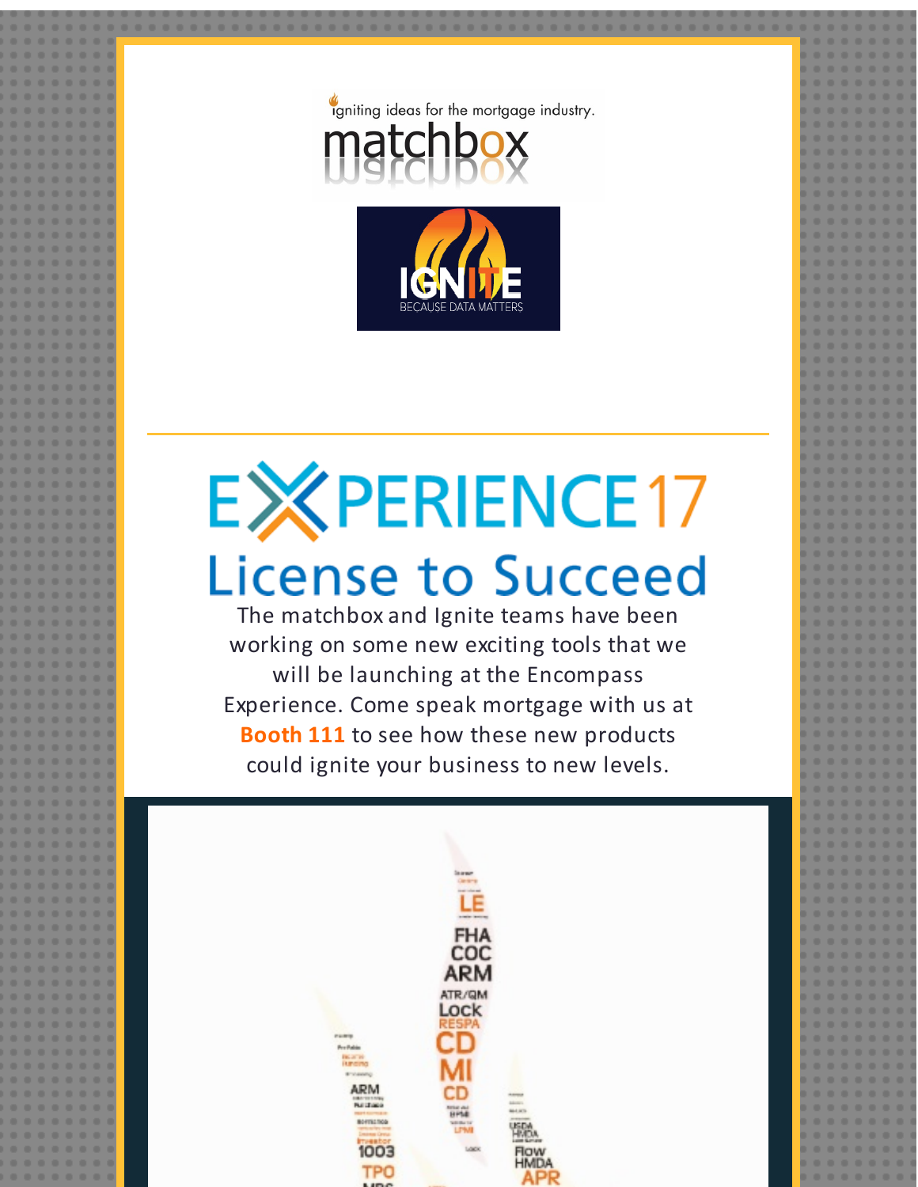igniting ideas for the mortgage industry.

matchbox

IGNITE

BECAUSE DATA MATTERS

# EXPERIENCE17

## License to Succeed

The matchbox and Ignite teams have been working on some new exciting tools that we will be launching at the Encompass Experience. Come speak mortgage with us at **Booth 111** to see how these new products could ignite your business to new levels.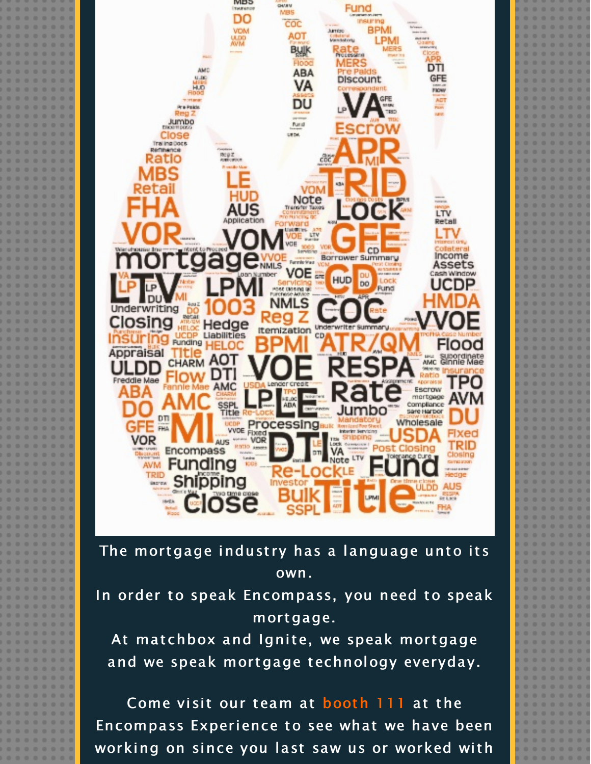The mortgage industry has a language unto its own.

In order to speak Encompass, you need to speak mortgage.

At matchbox and Ignite, we speak mortgage and we speak mortgage technology everyday.

Come visit our team at booth 111 at the Encompass Experience to see what we have been working on since you last saw us or worked with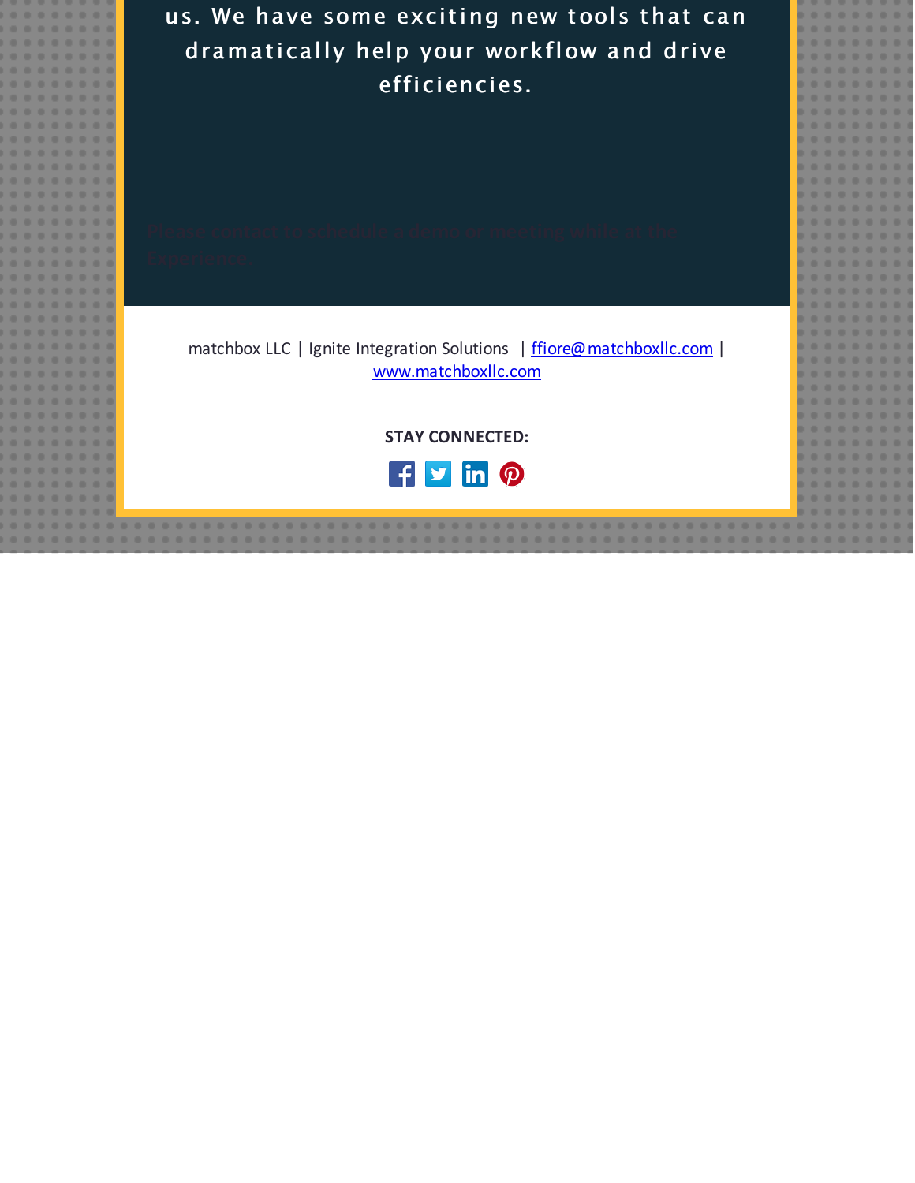us. We have some exciting new tools that can dramatically help your workflow and drive efficiencies.

Please contact to schedule a demo or meeting while at the Experience.

matchbox LLC | Ignite Integration Solutions | ffiore@matchboxllc.com | www.matchboxllc.com

**STAY CONNECTED:**